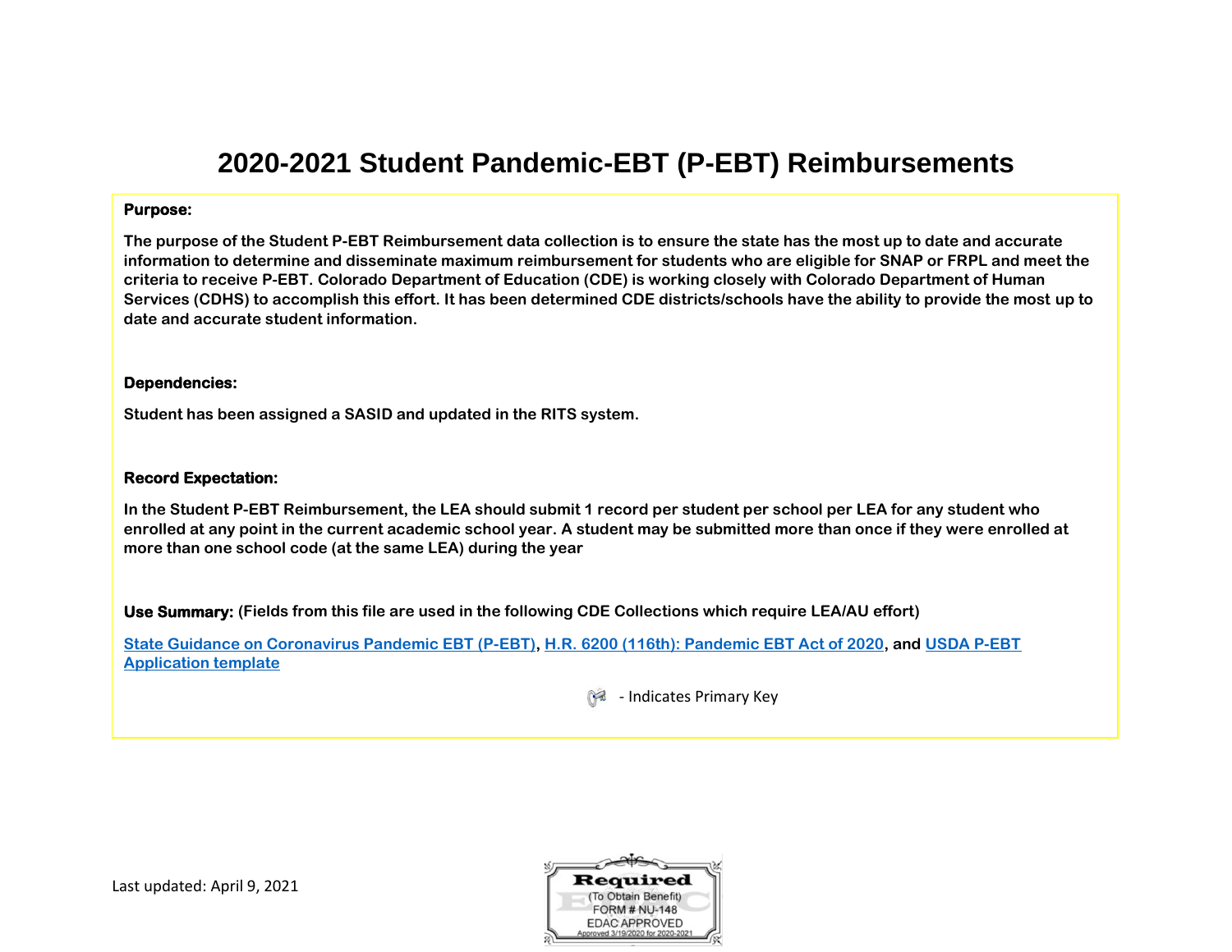# 2020-2021 Student Pandemic-EBT (P-EBT) Reimbursements

**Purpose:**

**The purpose of the Student P-EBT Reimbursement data collection is to ensure the state has the most up to date and accurate information to determine and disseminate maximum reimbursement for students who are eligible for SNAP or FRPL and meet the criteria to receive P-EBT. Colorado Department of Education (CDE) is working closely with Colorado Department of Human Services (CDHS) to accomplish this effort. It has been determined CDE districts/schools have the ability to provide the most up to date and accurate student information.**

**Dependencies:**

**Student has been assigned a SASID and updated in the RITS system.**

**Record Expectation:**

**In the Student P-EBT Reimbursement, the LEA should submit 1 record per student per school per LEA for any student who enrolled at any point in the current academic school year. A student may be submitted more than once if they were enrolled at more than one school code (at the same LEA) during the year**

**Use Summary: (Fields from this file are used in the following CDE Collections which require LEA/AU effort)**

**State Guidance on Coronavirus Pandemic EBT (P-EBT), H.R. 6200 (116th): Pandemic EBT Act of 2020, and USDA P-EBT Application template**

- Indicates Primary Key

Last updated: April 9, 2021

Required (To Obtain Benefit) FORM # NU-148 EDAC APPROVED Approved 3/19/2020 for 2020-2021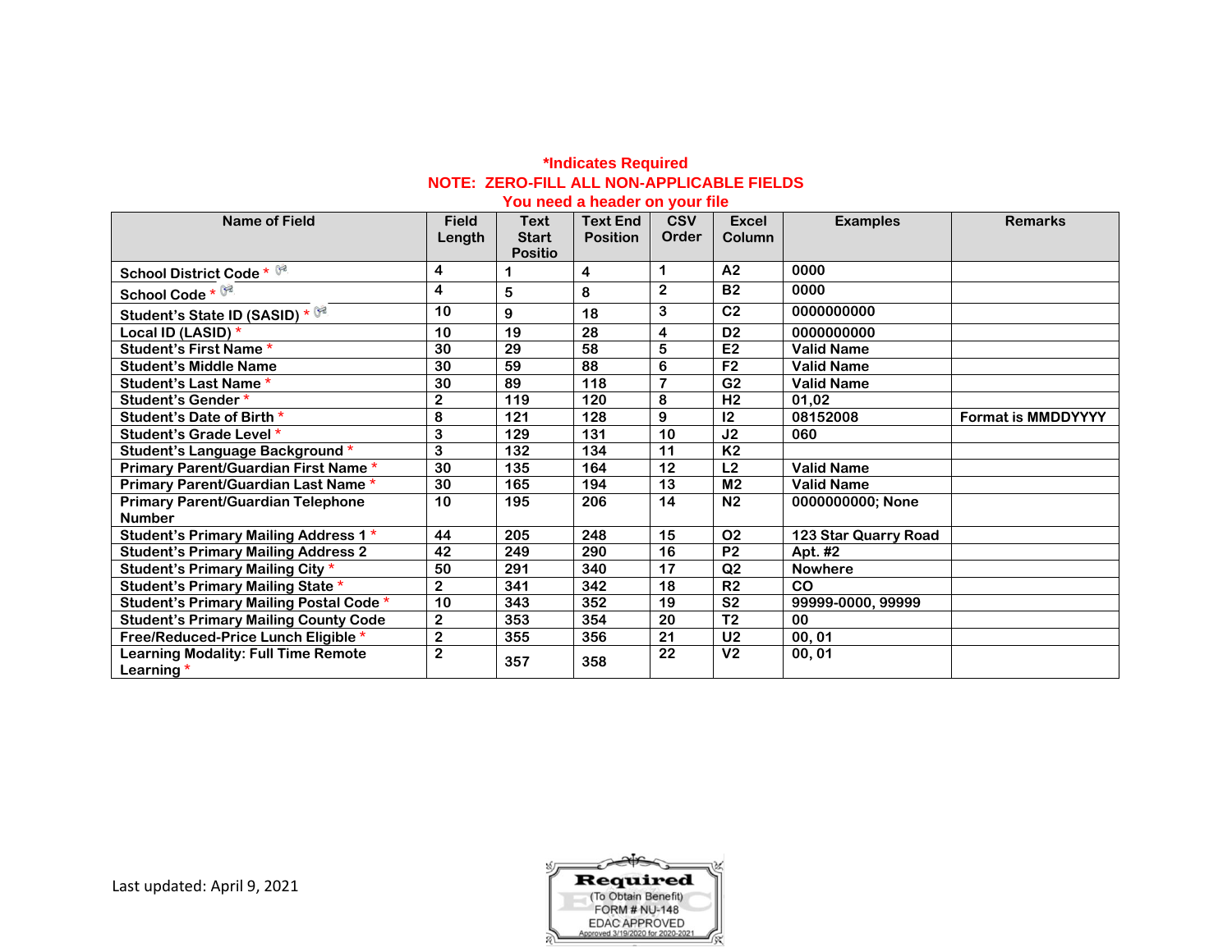**\*Indicates Required**
**NOTE: ZERO-FILL ALL NON-APPLICABLE FIELDS**
**You need a header on your file**

| Name of Field | Field Length | Text Start Positio | Text End Position | CSV Order | Excel Column | Examples | Remarks |
|---|---|---|---|---|---|---|---|
| School District Code * | 4 | 1 | 4 | 1 | A2 | 0000 | |
| School Code * | 4 | 5 | 8 | 2 | B2 | 0000 | |
| Student's State ID (SASID) * | 10 | 9 | 18 | 3 | C2 | 0000000000 | |
| Local ID (LASID) * | 10 | 19 | 28 | 4 | D2 | 0000000000 | |
| Student's First Name * | 30 | 29 | 58 | 5 | E2 | Valid Name | |
| Student's Middle Name | 30 | 59 | 88 | 6 | F2 | Valid Name | |
| Student's Last Name * | 30 | 89 | 118 | 7 | G2 | Valid Name | |
| Student's Gender * | 2 | 119 | 120 | 8 | H2 | 01,02 | |
| Student's Date of Birth * | 8 | 121 | 128 | 9 | I2 | 08152008 | Format is MMDDYYYY |
| Student's Grade Level * | 3 | 129 | 131 | 10 | J2 | 060 | |
| Student's Language Background * | 3 | 132 | 134 | 11 | K2 | | |
| Primary Parent/Guardian First Name * | 30 | 135 | 164 | 12 | L2 | Valid Name | |
| Primary Parent/Guardian Last Name * | 30 | 165 | 194 | 13 | M2 | Valid Name | |
| Primary Parent/Guardian Telephone Number | 10 | 195 | 206 | 14 | N2 | 0000000000; None | |
| Student's Primary Mailing Address 1 * | 44 | 205 | 248 | 15 | O2 | 123 Star Quarry Road | |
| Student's Primary Mailing Address 2 | 42 | 249 | 290 | 16 | P2 | Apt. #2 | |
| Student's Primary Mailing City * | 50 | 291 | 340 | 17 | Q2 | Nowhere | |
| Student's Primary Mailing State * | 2 | 341 | 342 | 18 | R2 | CO | |
| Student's Primary Mailing Postal Code * | 10 | 343 | 352 | 19 | S2 | 99999-0000, 99999 | |
| Student's Primary Mailing County Code | 2 | 353 | 354 | 20 | T2 | 00 | |
| Free/Reduced-Price Lunch Eligible * | 2 | 355 | 356 | 21 | U2 | 00, 01 | |
| Learning Modality: Full Time Remote Learning * | 2 | 357 | 358 | 22 | V2 | 00, 01 | |

Last updated: April 9, 2021

Required
(To Obtain Benefit)
FORM # NU-148
EDAC APPROVED
Approved 3/19/2020 for 2020-2021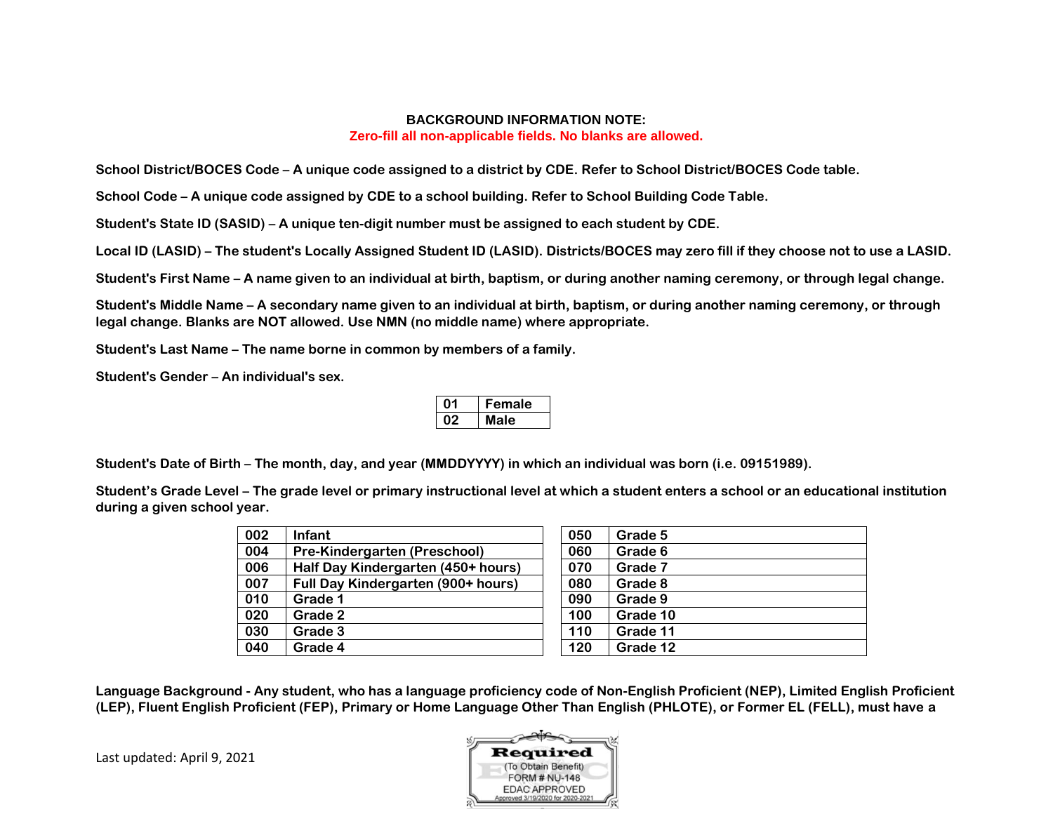**BACKGROUND INFORMATION NOTE:**
**Zero-fill all non-applicable fields. No blanks are allowed.**

**School District/BOCES Code – A unique code assigned to a district by CDE. Refer to School District/BOCES Code table.**

**School Code – A unique code assigned by CDE to a school building. Refer to School Building Code Table.**

**Student's State ID (SASID) – A unique ten-digit number must be assigned to each student by CDE.**

**Local ID (LASID) – The student's Locally Assigned Student ID (LASID). Districts/BOCES may zero fill if they choose not to use a LASID.**

**Student's First Name – A name given to an individual at birth, baptism, or during another naming ceremony, or through legal change.**

**Student's Middle Name – A secondary name given to an individual at birth, baptism, or during another naming ceremony, or through legal change. Blanks are NOT allowed. Use NMN (no middle name) where appropriate.**

**Student's Last Name – The name borne in common by members of a family.**

**Student's Gender – An individual's sex.**

| 01 | Female |
|---|---|
| 02 | Male |

**Student's Date of Birth – The month, day, and year (MMDDYYYY) in which an individual was born (i.e. 09151989).**

**Student's Grade Level – The grade level or primary instructional level at which a student enters a school or an educational institution during a given school year.**

| 002 | Infant | 050 | Grade 5 |
|---|---|---|---|
| 004 | Pre-Kindergarten (Preschool) | 060 | Grade 6 |
| 006 | Half Day Kindergarten (450+ hours) | 070 | Grade 7 |
| 007 | Full Day Kindergarten (900+ hours) | 080 | Grade 8 |
| 010 | Grade 1 | 090 | Grade 9 |
| 020 | Grade 2 | 100 | Grade 10 |
| 030 | Grade 3 | 110 | Grade 11 |
| 040 | Grade 4 | 120 | Grade 12 |

**Language Background - Any student, who has a language proficiency code of Non-English Proficient (NEP), Limited English Proficient (LEP), Fluent English Proficient (FEP), Primary or Home Language Other Than English (PHLOTE), or Former EL (FELL), must have a**

Last updated: April 9, 2021

Required
(To Obtain Benefit)
FORM # NU-148
EDAC APPROVED
Approved 3/19/2020 for 2020-2021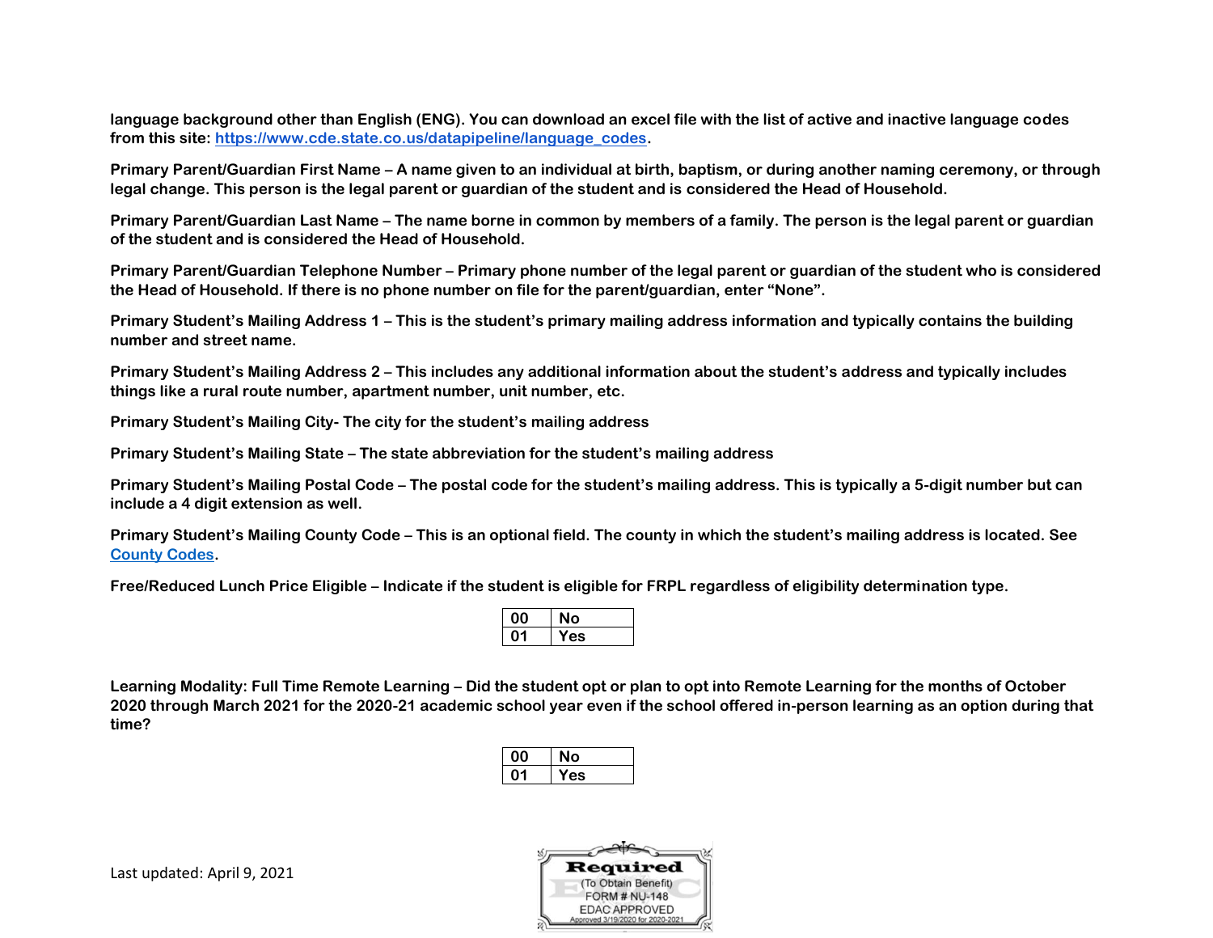**language background other than English (ENG). You can download an excel file with the list of active and inactive language codes from this site: [https://www.cde.state.co.us/datapipeline/language_codes](https://www.cde.state.co.us/datapipeline/language_codes).**

**Primary Parent/Guardian First Name – A name given to an individual at birth, baptism, or during another naming ceremony, or through legal change. This person is the legal parent or guardian of the student and is considered the Head of Household.**

**Primary Parent/Guardian Last Name – The name borne in common by members of a family. The person is the legal parent or guardian of the student and is considered the Head of Household.**

**Primary Parent/Guardian Telephone Number – Primary phone number of the legal parent or guardian of the student who is considered the Head of Household. If there is no phone number on file for the parent/guardian, enter "None".**

**Primary Student's Mailing Address 1 – This is the student's primary mailing address information and typically contains the building number and street name.**

**Primary Student's Mailing Address 2 – This includes any additional information about the student's address and typically includes things like a rural route number, apartment number, unit number, etc.**

**Primary Student's Mailing City- The city for the student's mailing address**

**Primary Student's Mailing State – The state abbreviation for the student's mailing address**

**Primary Student's Mailing Postal Code – The postal code for the student's mailing address. This is typically a 5-digit number but can include a 4 digit extension as well.**

**Primary Student's Mailing County Code – This is an optional field. The county in which the student's mailing address is located. See County Codes.**

**Free/Reduced Lunch Price Eligible – Indicate if the student is eligible for FRPL regardless of eligibility determination type.**

| | |
|---|---|
| 00 | No |
| 01 | Yes |

**Learning Modality: Full Time Remote Learning – Did the student opt or plan to opt into Remote Learning for the months of October 2020 through March 2021 for the 2020-21 academic school year even if the school offered in-person learning as an option during that time?**

| | |
|---|---|
| 00 | No |
| 01 | Yes |

Last updated: April 9, 2021

Required
(To Obtain Benefit)
FORM # NU-148
EDAC APPROVED
Approved 3/19/2020 for 2020-2021